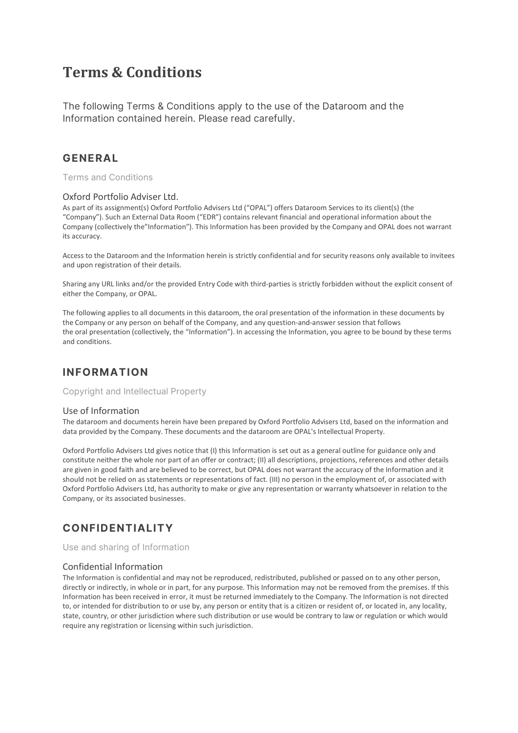# Terms & Conditions

The following Terms & Conditions apply to the use of the Dataroom and the Information contained herein. Please read carefully.

## GENERAL

Terms and Conditions

### Oxford Portfolio Adviser Ltd.

As part of its assignment(s) Oxford Portfolio Advisers Ltd ("OPAL") offers Dataroom Services to its client(s) (the "Company"). Such an External Data Room ("EDR") contains relevant financial and operational information about the Company (collectively the"Information"). This Information has been provided by the Company and OPAL does not warrant its accuracy.

Access to the Dataroom and the Information herein is strictly confidential and for security reasons only available to invitees and upon registration of their details.

Sharing any URL links and/or the provided Entry Code with third-parties is strictly forbidden without the explicit consent of either the Company, or OPAL.

The following applies to all documents in this dataroom, the oral presentation of the information in these documents by the Company or any person on behalf of the Company, and any question-and-answer session that follows the oral presentation (collectively, the "Information"). In accessing the Information, you agree to be bound by these terms and conditions.

## INFORMATION

Copyright and Intellectual Property

### Use of Information

The dataroom and documents herein have been prepared by Oxford Portfolio Advisers Ltd, based on the information and data provided by the Company. These documents and the dataroom are OPAL's Intellectual Property.

Oxford Portfolio Advisers Ltd gives notice that (I) this Information is set out as a general outline for guidance only and constitute neither the whole nor part of an offer or contract; (II) all descriptions, projections, references and other details are given in good faith and are believed to be correct, but OPAL does not warrant the accuracy of the Information and it should not be relied on as statements or representations of fact. (III) no person in the employment of, or associated with Oxford Portfolio Advisers Ltd, has authority to make or give any representation or warranty whatsoever in relation to the Company, or its associated businesses.

## CONFIDENTIALITY

Use and sharing of Information

### Confidential Information

The Information is confidential and may not be reproduced, redistributed, published or passed on to any other person, directly or indirectly, in whole or in part, for any purpose. This Information may not be removed from the premises. If this Information has been received in error, it must be returned immediately to the Company. The Information is not directed to, or intended for distribution to or use by, any person or entity that is a citizen or resident of, or located in, any locality, state, country, or other jurisdiction where such distribution or use would be contrary to law or regulation or which would require any registration or licensing within such jurisdiction.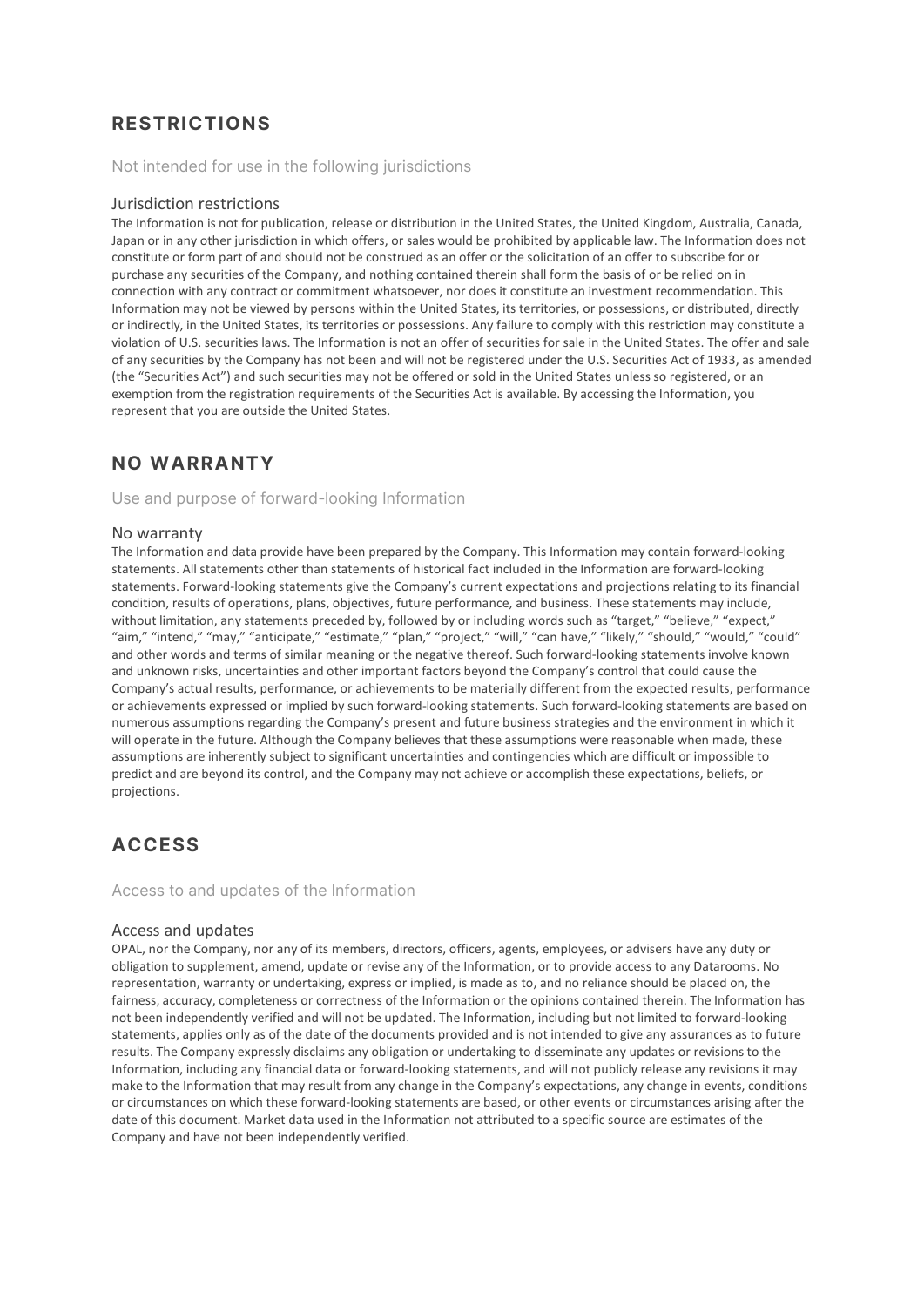## RESTRICTIONS

Not intended for use in the following jurisdictions

### Jurisdiction restrictions

The Information is not for publication, release or distribution in the United States, the United Kingdom, Australia, Canada, Japan or in any other jurisdiction in which offers, or sales would be prohibited by applicable law. The Information does not constitute or form part of and should not be construed as an offer or the solicitation of an offer to subscribe for or purchase any securities of the Company, and nothing contained therein shall form the basis of or be relied on in connection with any contract or commitment whatsoever, nor does it constitute an investment recommendation. This Information may not be viewed by persons within the United States, its territories, or possessions, or distributed, directly or indirectly, in the United States, its territories or possessions. Any failure to comply with this restriction may constitute a violation of U.S. securities laws. The Information is not an offer of securities for sale in the United States. The offer and sale of any securities by the Company has not been and will not be registered under the U.S. Securities Act of 1933, as amended (the "Securities Act") and such securities may not be offered or sold in the United States unless so registered, or an exemption from the registration requirements of the Securities Act is available. By accessing the Information, you represent that you are outside the United States.

## NO WARRANTY

Use and purpose of forward-looking Information

### No warranty

The Information and data provide have been prepared by the Company. This Information may contain forward-looking statements. All statements other than statements of historical fact included in the Information are forward-looking statements. Forward-looking statements give the Company's current expectations and projections relating to its financial condition, results of operations, plans, objectives, future performance, and business. These statements may include, without limitation, any statements preceded by, followed by or including words such as "target," "believe," "expect," "aim," "intend," "may," "anticipate," "estimate," "plan," "project," "will," "can have," "likely," "should," "would," "could" and other words and terms of similar meaning or the negative thereof. Such forward-looking statements involve known and unknown risks, uncertainties and other important factors beyond the Company's control that could cause the Company's actual results, performance, or achievements to be materially different from the expected results, performance or achievements expressed or implied by such forward-looking statements. Such forward-looking statements are based on numerous assumptions regarding the Company's present and future business strategies and the environment in which it will operate in the future. Although the Company believes that these assumptions were reasonable when made, these assumptions are inherently subject to significant uncertainties and contingencies which are difficult or impossible to predict and are beyond its control, and the Company may not achieve or accomplish these expectations, beliefs, or projections.

## ACCESS

Access to and updates of the Information

### Access and updates

OPAL, nor the Company, nor any of its members, directors, officers, agents, employees, or advisers have any duty or obligation to supplement, amend, update or revise any of the Information, or to provide access to any Datarooms. No representation, warranty or undertaking, express or implied, is made as to, and no reliance should be placed on, the fairness, accuracy, completeness or correctness of the Information or the opinions contained therein. The Information has not been independently verified and will not be updated. The Information, including but not limited to forward-looking statements, applies only as of the date of the documents provided and is not intended to give any assurances as to future results. The Company expressly disclaims any obligation or undertaking to disseminate any updates or revisions to the Information, including any financial data or forward-looking statements, and will not publicly release any revisions it may make to the Information that may result from any change in the Company's expectations, any change in events, conditions or circumstances on which these forward-looking statements are based, or other events or circumstances arising after the date of this document. Market data used in the Information not attributed to a specific source are estimates of the Company and have not been independently verified.